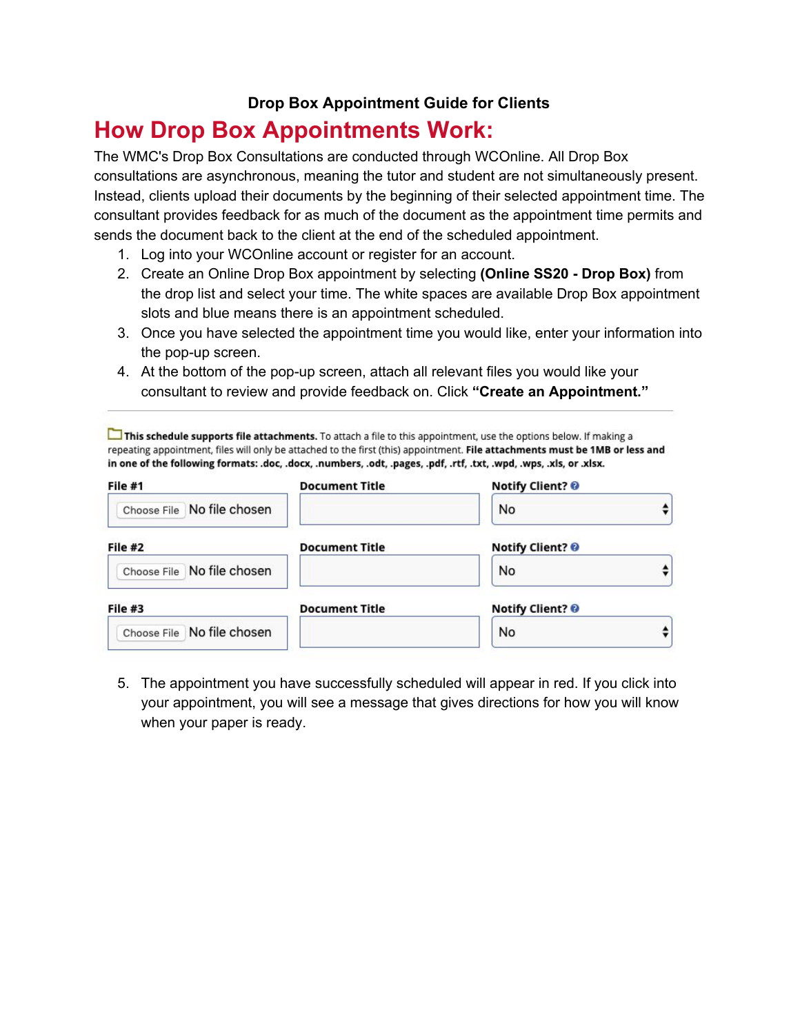**Drop Box Appointment Guide for Clients**

# How Drop Box Appointments Work:

The WMC's Drop Box Consultations are conducted through WCOnline. All Drop Box consultations are asynchronous, meaning the tutor and student are not simultaneously present. Instead, clients upload their documents by the beginning of their selected appointment time. The consultant provides feedback for as much of the document as the appointment time permits and sends the document back to the client at the end of the scheduled appointment.

1. Log into your WCOnline account or register for an account.
2. Create an Online Drop Box appointment by selecting **(Online SS20 - Drop Box)** from the drop list and select your time. The white spaces are available Drop Box appointment slots and blue means there is an appointment scheduled.
3. Once you have selected the appointment time you would like, enter your information into the pop-up screen.
4. At the bottom of the pop-up screen, attach all relevant files you would like your consultant to review and provide feedback on. Click **"Create an Appointment."**

---

**This schedule supports file attachments.** To attach a file to this appointment, use the options below. If making a repeating appointment, files will only be attached to the first (this) appointment. **File attachments must be 1MB or less and in one of the following formats: .doc, .docx, .numbers, .odt, .pages, .pdf, .rtf, .txt, .wpd, .wps, .xls, or .xlsx.**

| File | Document Title | Notify Client? |
|---|---|---|
| **File #1**: Choose File No file chosen | | No |
| **File #2**: Choose File No file chosen | | No |
| **File #3**: Choose File No file chosen | | No |

5. The appointment you have successfully scheduled will appear in red. If you click into your appointment, you will see a message that gives directions for how you will know when your paper is ready.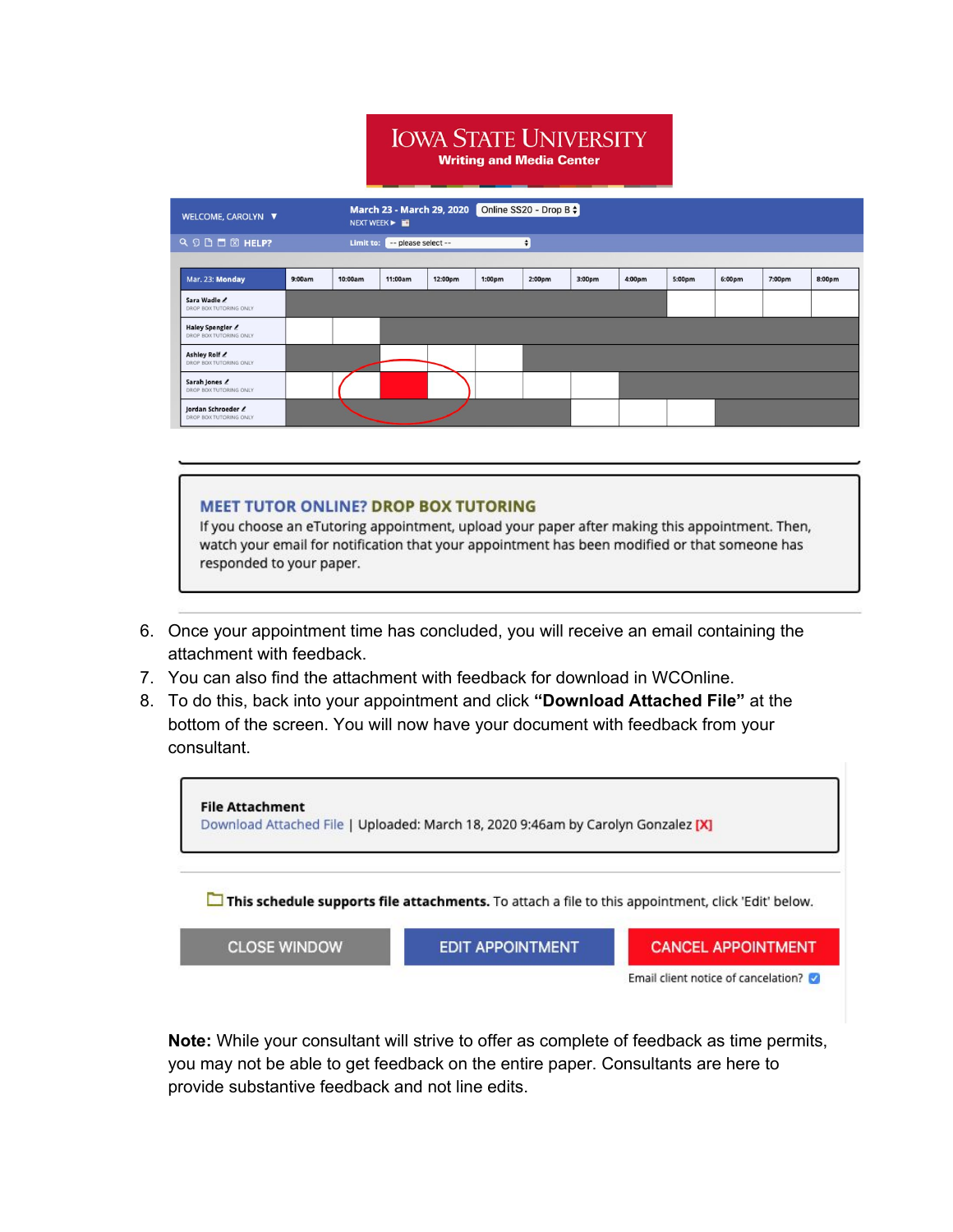6. Once your appointment time has concluded, you will receive an email containing the attachment with feedback.
7. You can also find the attachment with feedback for download in WCOnline.
8. To do this, back into your appointment and click **"Download Attached File"** at the bottom of the screen. You will now have your document with feedback from your consultant.

**Note:** While your consultant will strive to offer as complete of feedback as time permits, you may not be able to get feedback on the entire paper. Consultants are here to provide substantive feedback and not line edits.